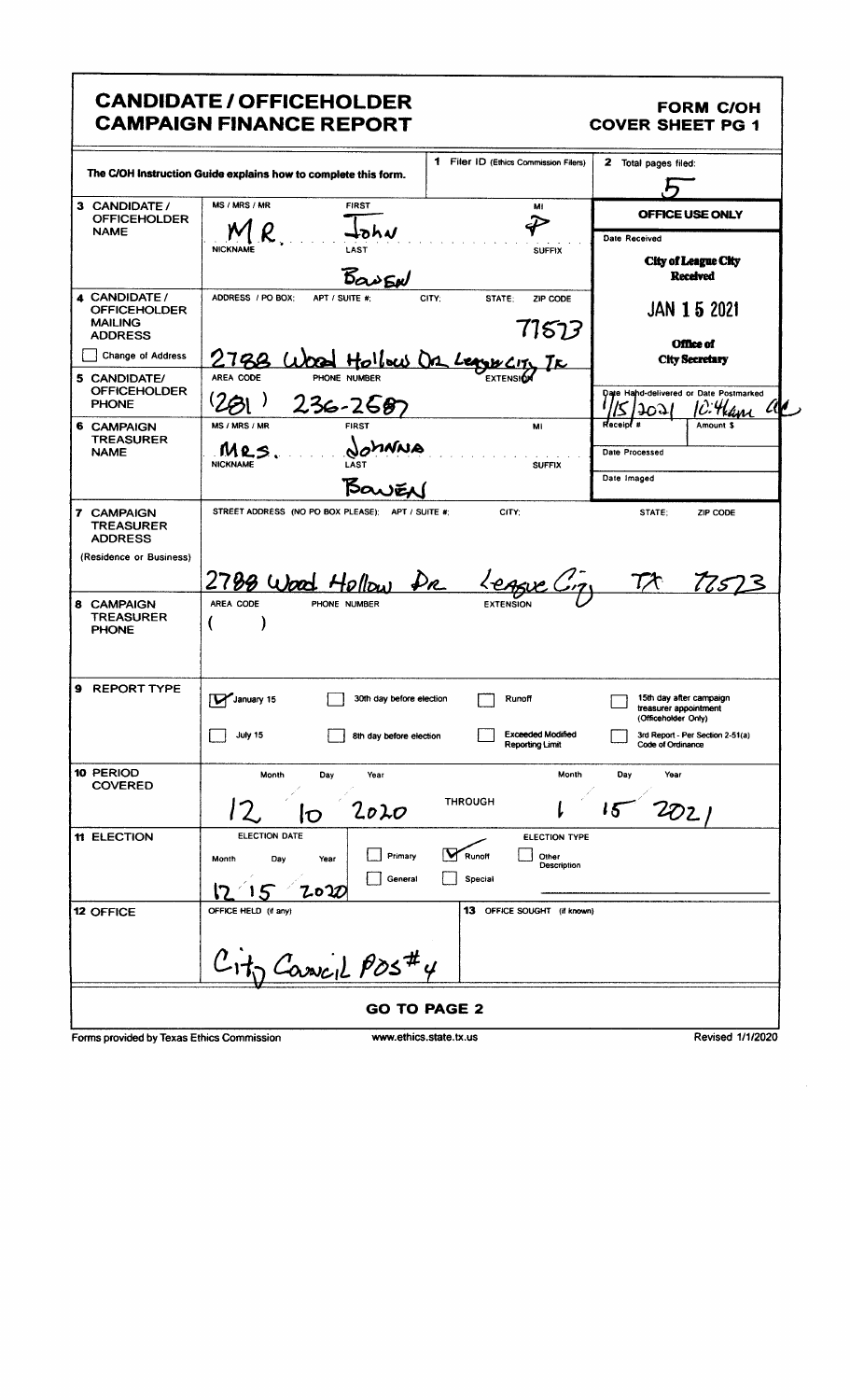# CANDIDATE / OFFICEHOLDER CAMPAIGN FINANCE REPORT

**FORM C/OH**
**COVER SHEET PG 1**

The C/OH Instruction Guide explains how to complete this form.

| | | |
|---|---|---|
| **1** Filer ID (Ethics Commission Filers) | | **2** Total pages filed: 5 |

| Field | Information |
|---|---|
| **3 CANDIDATE / OFFICEHOLDER NAME** | MS / MRS / MR: MR. FIRST: John MI: P NICKNAME: LAST: Bowen SUFFIX: |
| **4 CANDIDATE / OFFICEHOLDER MAILING ADDRESS** ☐ Change of Address | ADDRESS / PO BOX; APT / SUITE #; CITY; STATE; ZIP CODE: 2788 Wood Hollow Dr League City Tx 77573 |
| **5 CANDIDATE/ OFFICEHOLDER PHONE** | AREA CODE: (281) PHONE NUMBER: 236-2587 EXTENSION: |
| **6 CAMPAIGN TREASURER NAME** | MS / MRS / MR: MRS. FIRST: Johnna MI: NICKNAME: LAST: Bowen SUFFIX: |
| **7 CAMPAIGN TREASURER ADDRESS** (Residence or Business) | STREET ADDRESS (NO PO BOX PLEASE); APT / SUITE #; CITY; STATE; ZIP CODE: 2788 Wood Hollow Dr League City TX 77573 |
| **8 CAMPAIGN TREASURER PHONE** | AREA CODE: ( ) PHONE NUMBER: EXTENSION: |

**OFFICE USE ONLY**

Date Received: City of League City Received JAN 15 2021 Office of City Secretary

Date Hand-delivered or Date Postmarked: 1/15/2021 10:41am

Receipt # / Amount $

Date Processed

Date Imaged

| Field | Information |
|---|---|
| **9 REPORT TYPE** | ☑ January 15 ☐ 30th day before election ☐ Runoff ☐ 15th day after campaign treasurer appointment (Officeholder Only) ☐ July 15 ☐ 8th day before election ☐ Exceeded Modified Reporting Limit ☐ 3rd Report - Per Section 2-51(a) Code of Ordinance |
| **10 PERIOD COVERED** | Month 12 Day 10 Year 2020 THROUGH Month 1 Day 15 Year 2021 |
| **11 ELECTION** | ELECTION DATE: Month 12 Day 15 Year 2020 ELECTION TYPE: ☐ Primary ☑ Runoff ☐ Other Description ☐ General ☐ Special |
| **12 OFFICE** | OFFICE HELD (if any): City Council Pos #4 |
| **13 OFFICE SOUGHT** (if known) | |

**GO TO PAGE 2**

Forms provided by Texas Ethics Commission www.ethics.state.tx.us Revised 1/1/2020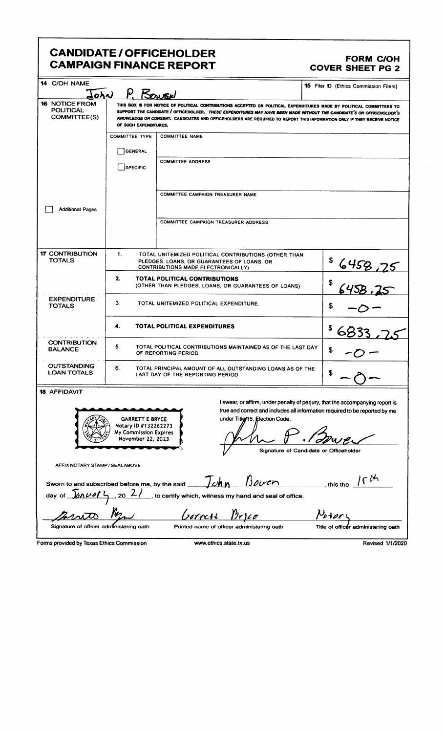# CANDIDATE / OFFICEHOLDER CAMPAIGN FINANCE REPORT

**FORM C/OH**
**COVER SHEET PG 2**

| | |
|---|---|
| **14** C/OH NAME | John P. Bowen |
| **15** Filer ID (Ethics Commission Filers) | |

**16 NOTICE FROM POLITICAL COMMITTEE(S)**

THIS BOX IS FOR NOTICE OF POLITICAL CONTRIBUTIONS ACCEPTED OR POLITICAL EXPENDITURES MADE BY POLITICAL COMMITTEES TO SUPPORT THE CANDIDATE / OFFICEHOLDER. *THESE EXPENDITURES MAY HAVE BEEN MADE WITHOUT THE CANDIDATE'S OR OFFICEHOLDER'S KNOWLEDGE OR CONSENT.* CANDIDATES AND OFFICEHOLDERS ARE REQUIRED TO REPORT THIS INFORMATION ONLY IF THEY RECEIVE NOTICE OF SUCH EXPENDITURES.

| COMMITTEE TYPE | |
|---|---|
| ☐ GENERAL | COMMITTEE NAME: |
| ☐ SPECIFIC | COMMITTEE ADDRESS: |
| | COMMITTEE CAMPAIGN TREASURER NAME: |
| | COMMITTEE CAMPAIGN TREASURER ADDRESS: |

☐ Additional Pages

| Section | No. | Description | Amount |
|---|---|---|---|
| **17 CONTRIBUTION TOTALS** | 1. | TOTAL UNITEMIZED POLITICAL CONTRIBUTIONS (OTHER THAN PLEDGES, LOANS, OR GUARANTEES OF LOANS, OR CONTRIBUTIONS MADE ELECTRONICALLY) | $ 6458.25 |
| | 2. | **TOTAL POLITICAL CONTRIBUTIONS** (OTHER THAN PLEDGES, LOANS, OR GUARANTEES OF LOANS) | $ 6458.25 |
| **EXPENDITURE TOTALS** | 3. | TOTAL UNITEMIZED POLITICAL EXPENDITURE. | $ -0- |
| | 4. | **TOTAL POLITICAL EXPENDITURES** | $ 6833.25 |
| **CONTRIBUTION BALANCE** | 5. | TOTAL POLITICAL CONTRIBUTIONS MAINTAINED AS OF THE LAST DAY OF REPORTING PERIOD | $ -0- |
| **OUTSTANDING LOAN TOTALS** | 6. | TOTAL PRINCIPAL AMOUNT OF ALL OUTSTANDING LOANS AS OF THE LAST DAY OF THE REPORTING PERIOD | $ -0- |

**18 AFFIDAVIT**

GARRETT E BRYCE
Notary ID #132262273
My Commission Expires
November 22, 2023

AFFIX NOTARY STAMP / SEALABOVE

I swear, or affirm, under penalty of perjury, that the accompanying report is true and correct and includes all information required to be reported by me under Title 15, Election Code.

John P. Bowen
Signature of Candidate or Officeholder

Sworn to and subscribed before me, by the said John Bowen, this the 15th day of January, 20 21, to certify which, witness my hand and seal of office.

| Garrett Bryce | Garrett Bryce | Notary |
|---|---|---|
| Signature of officer administering oath | Printed name of officer administering oath | Title of officer administering oath |

Forms provided by Texas Ethics Commission | www.ethics.state.tx.us | Revised 1/1/2020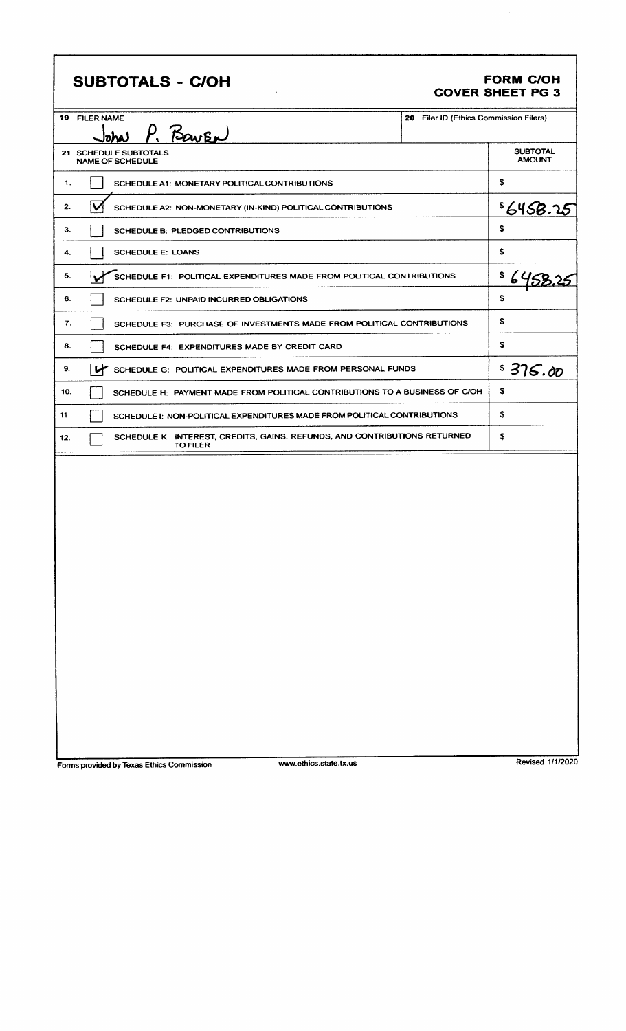# SUBTOTALS - C/OH

**FORM C/OH**
**COVER SHEET PG 3**

| 19 FILER NAME | 20 Filer ID (Ethics Commission Filers) |
|---|---|
| John P. Bowen | |

| 21 SCHEDULE SUBTOTALS NAME OF SCHEDULE | | SUBTOTAL AMOUNT |
|---|---|---|
| 1. | ☐ SCHEDULE A1: MONETARY POLITICAL CONTRIBUTIONS | $ |
| 2. | ☑ SCHEDULE A2: NON-MONETARY (IN-KIND) POLITICAL CONTRIBUTIONS | $ 6458.25 |
| 3. | ☐ SCHEDULE B: PLEDGED CONTRIBUTIONS | $ |
| 4. | ☐ SCHEDULE E: LOANS | $ |
| 5. | ☑ SCHEDULE F1: POLITICAL EXPENDITURES MADE FROM POLITICAL CONTRIBUTIONS | $ 6458.25 |
| 6. | ☐ SCHEDULE F2: UNPAID INCURRED OBLIGATIONS | $ |
| 7. | ☐ SCHEDULE F3: PURCHASE OF INVESTMENTS MADE FROM POLITICAL CONTRIBUTIONS | $ |
| 8. | ☐ SCHEDULE F4: EXPENDITURES MADE BY CREDIT CARD | $ |
| 9. | ☑ SCHEDULE G: POLITICAL EXPENDITURES MADE FROM PERSONAL FUNDS | $ 375.00 |
| 10. | ☐ SCHEDULE H: PAYMENT MADE FROM POLITICAL CONTRIBUTIONS TO A BUSINESS OF C/OH | $ |
| 11. | ☐ SCHEDULE I: NON-POLITICAL EXPENDITURES MADE FROM POLITICAL CONTRIBUTIONS | $ |
| 12. | ☐ SCHEDULE K: INTEREST, CREDITS, GAINS, REFUNDS, AND CONTRIBUTIONS RETURNED TO FILER | $ |

Forms provided by Texas Ethics Commission www.ethics.state.tx.us Revised 1/1/2020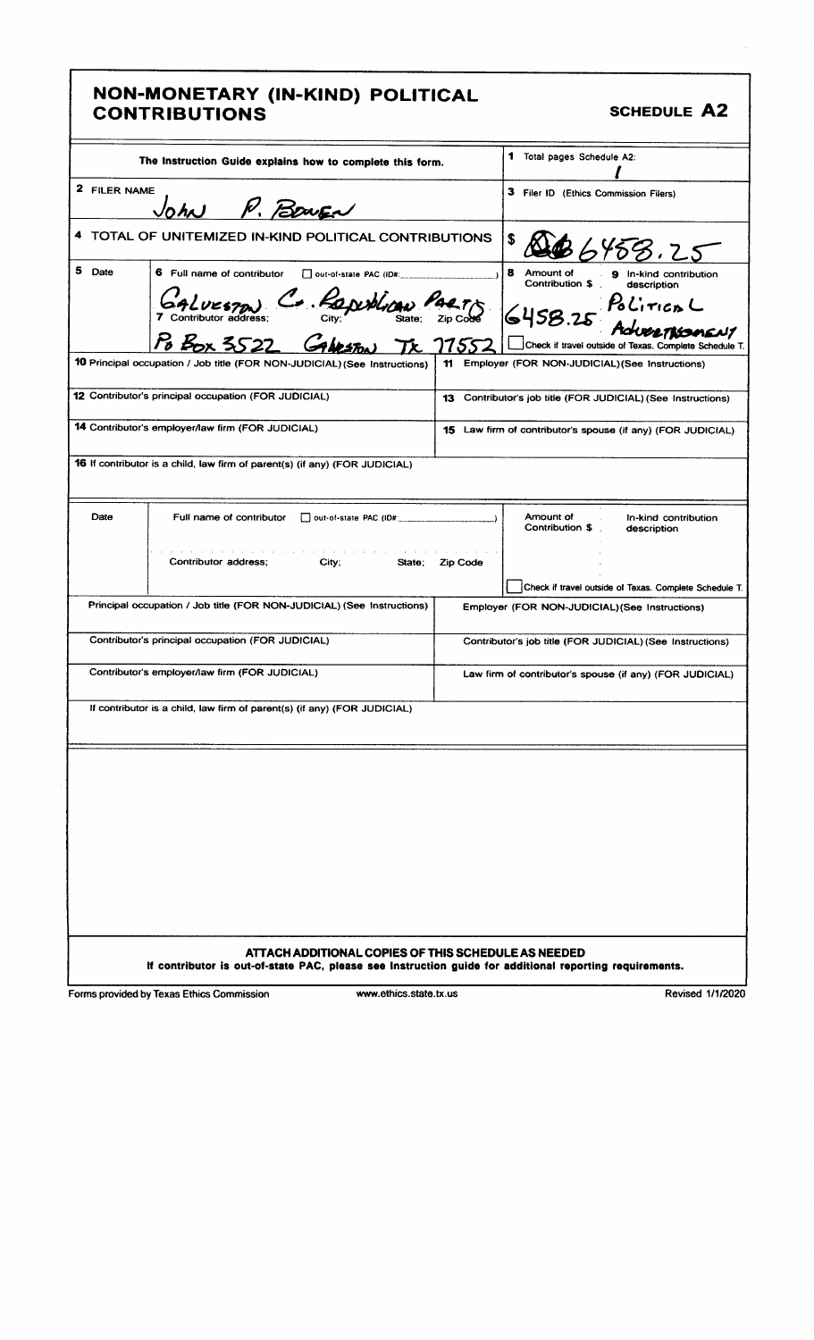# NON-MONETARY (IN-KIND) POLITICAL CONTRIBUTIONS

**SCHEDULE A2**

The Instruction Guide explains how to complete this form.

**1** Total pages Schedule A2: 1

**2** FILER NAME: John P. Bowen

**3** Filer ID (Ethics Commission Filers):

**4** TOTAL OF UNITEMIZED IN-KIND POLITICAL CONTRIBUTIONS: $ 6458.25

| 5 Date | 6 Full name of contributor ☐ out-of-state PAC (ID#: ) | 8 Amount of Contribution $ | 9 In-kind contribution description |
|---|---|---|---|
| | Galveston Co. Republican Party | 6458.25 | Political Advertisement |
| | 7 Contributor address; City; State; Zip Code: PO Box 3522 Galveston TX 77552 | ☐ Check if travel outside of Texas. Complete Schedule T. | |

**10** Principal occupation / Job title (FOR NON-JUDICIAL) (See Instructions)

**11** Employer (FOR NON-JUDICIAL) (See Instructions)

**12** Contributor's principal occupation (FOR JUDICIAL)

**13** Contributor's job title (FOR JUDICIAL) (See Instructions)

**14** Contributor's employer/law firm (FOR JUDICIAL)

**15** Law firm of contributor's spouse (if any) (FOR JUDICIAL)

**16** If contributor is a child, law firm of parent(s) (if any) (FOR JUDICIAL)

| Date | Full name of contributor ☐ out-of-state PAC (ID#: ) | Amount of Contribution $ | In-kind contribution description |
|---|---|---|---|
| | Contributor address; City; State; Zip Code | ☐ Check if travel outside of Texas. Complete Schedule T. | |

Principal occupation / Job title (FOR NON-JUDICIAL) (See Instructions)

Employer (FOR NON-JUDICIAL) (See Instructions)

Contributor's principal occupation (FOR JUDICIAL)

Contributor's job title (FOR JUDICIAL) (See Instructions)

Contributor's employer/law firm (FOR JUDICIAL)

Law firm of contributor's spouse (if any) (FOR JUDICIAL)

If contributor is a child, law firm of parent(s) (if any) (FOR JUDICIAL)

**ATTACH ADDITIONAL COPIES OF THIS SCHEDULE AS NEEDED**

**If contributor is out-of-state PAC, please see Instruction guide for additional reporting requirements.**

Forms provided by Texas Ethics Commission | www.ethics.state.tx.us | Revised 1/1/2020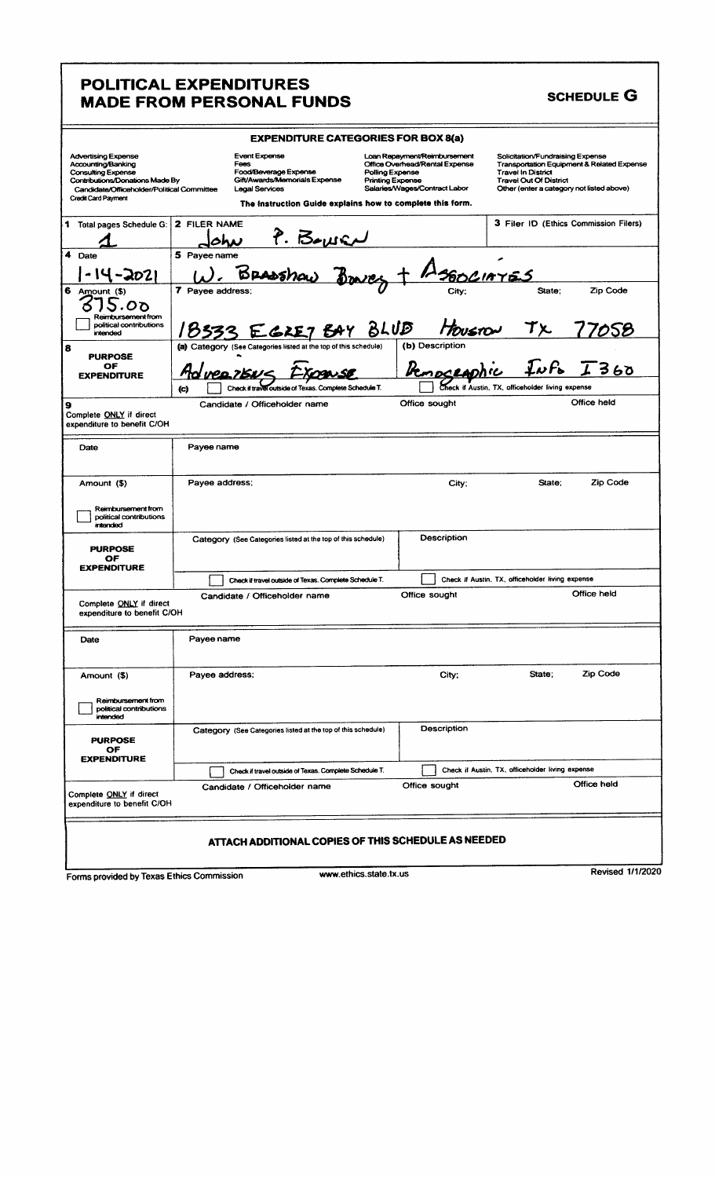# POLITICAL EXPENDITURES MADE FROM PERSONAL FUNDS

## SCHEDULE G

### EXPENDITURE CATEGORIES FOR BOX 8(a)

| | | | |
|---|---|---|---|
| Advertising Expense | Event Expense | Loan Repayment/Reimbursement | Solicitation/Fundraising Expense |
| Accounting/Banking | Fees | Office Overhead/Rental Expense | Transportation Equipment & Related Expense |
| Consulting Expense | Food/Beverage Expense | Polling Expense | Travel In District |
| Contributions/Donations Made By Candidate/Officeholder/Political Committee | Gift/Awards/Memorials Expense | Printing Expense | Travel Out Of District |
| Credit Card Payment | Legal Services | Salaries/Wages/Contract Labor | Other (enter a category not listed above) |

The instruction Guide explains how to complete this form.

| | | |
|---|---|---|
| 1 Total pages Schedule G: 1 | 2 FILER NAME: John P. Bowen | 3 Filer ID (Ethics Commission Filers) |
| 4 Date: 1-14-2021 | 5 Payee name: W. Bradshaw Bowen + Associates | |
| 6 Amount ($): 375.00 | 7 Payee address: 18333 Egret Bay Blvd | City: Houston; State: TX; Zip Code: 77058 |
| ☐ Reimbursement from political contributions intended | | |
| 8 PURPOSE OF EXPENDITURE | (a) Category (See Categories listed at the top of this schedule): Advertising Expense | (b) Description: Demographic Info I360 |
| | (c) ☐ Check if travel outside of Texas. Complete Schedule T. | ☐ Check if Austin, TX, officeholder living expense |
| 9 Complete ONLY if direct expenditure to benefit C/OH | Candidate / Officeholder name | Office sought / Office held |

| | | |
|---|---|---|
| Date | Payee name | |
| Amount ($) | Payee address; | City; State; Zip Code |
| ☐ Reimbursement from political contributions intended | | |
| PURPOSE OF EXPENDITURE | Category (See Categories listed at the top of this schedule) | Description |
| | ☐ Check if travel outside of Texas. Complete Schedule T. | ☐ Check if Austin, TX, officeholder living expense |
| Complete ONLY if direct expenditure to benefit C/OH | Candidate / Officeholder name | Office sought / Office held |

| | | |
|---|---|---|
| Date | Payee name | |
| Amount ($) | Payee address; | City; State; Zip Code |
| ☐ Reimbursement from political contributions intended | | |
| PURPOSE OF EXPENDITURE | Category (See Categories listed at the top of this schedule) | Description |
| | ☐ Check if travel outside of Texas. Complete Schedule T. | ☐ Check if Austin, TX, officeholder living expense |
| Complete ONLY if direct expenditure to benefit C/OH | Candidate / Officeholder name | Office sought / Office held |

### ATTACH ADDITIONAL COPIES OF THIS SCHEDULE AS NEEDED

Forms provided by Texas Ethics Commission — www.ethics.state.tx.us — Revised 1/1/2020